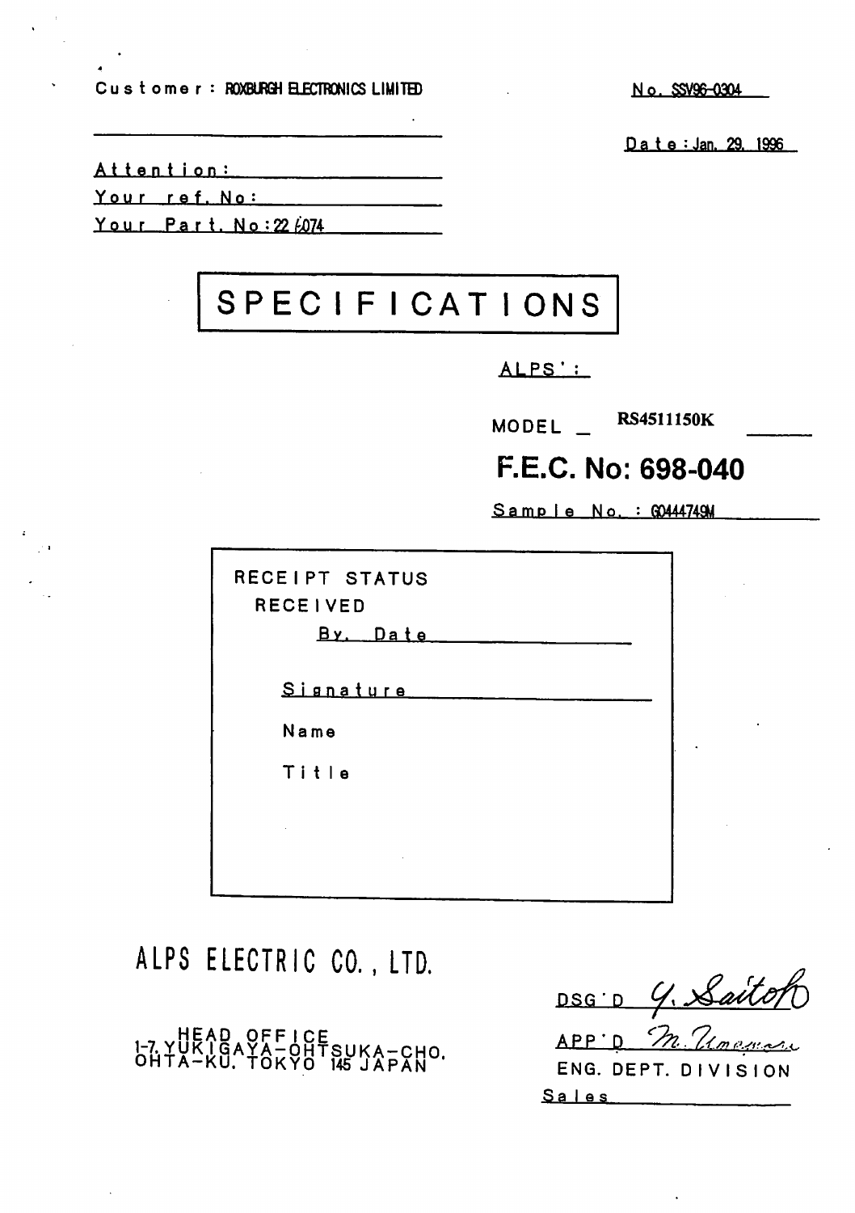Customer : ROXBURGH ELECTRONICS LIMITED

No. SSV96-0304

Date : Jan. 29. 1996

Attention:

Your ref. No:

Your Part. No : 22 6074

# SPECIFICATIONS

ALPS' :

MODEL RS4511150K

## F.E.C. No: 698-040

Sample No. : G0444749M

RECEIPT STATUS

RECEIVED

By. Date

Signature

Name

Title

## ALPS ELECTRIC CO., LTD.

HEAD OFFICE
1-7, YUKIGAYA-OHTSUKA-CHO,
OHTA-KU, TOKYO 145 JAPAN

DSG'D Y. Saitoh

APP'D M. Umemura

ENG. DEPT. DIVISION

Sales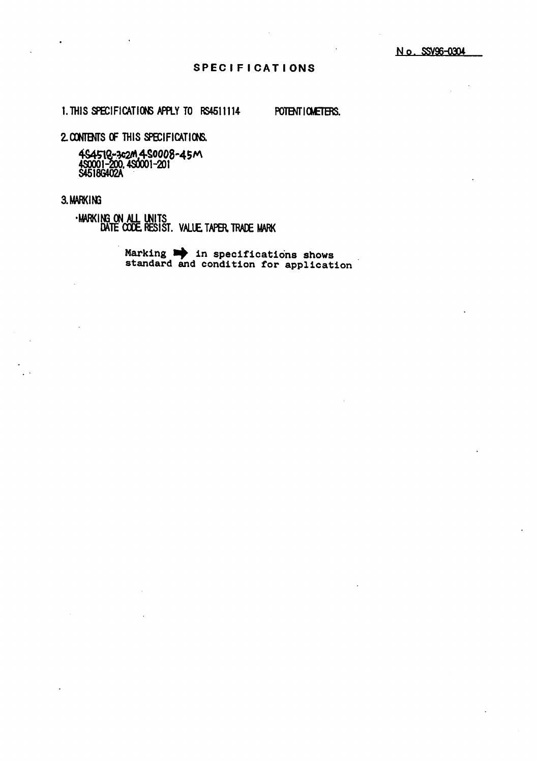No. SSV96-0304

# SPECIFICATIONS

1. THIS SPECIFICATIONS APPLY TO RS4511114 POTENTIOMETERS.

2. CONTENTS OF THIS SPECIFICATIONS.

   4S4518-3c2M, 4S0008-45M
   4S0001-200, 4S0001-201
   S4518G402A

3. MARKING

   ·MARKING ON ALL UNITS
   DATE CODE, RESIST. VALUE, TAPER, TRADE MARK

   Marking ➡ in specifications shows standard and condition for application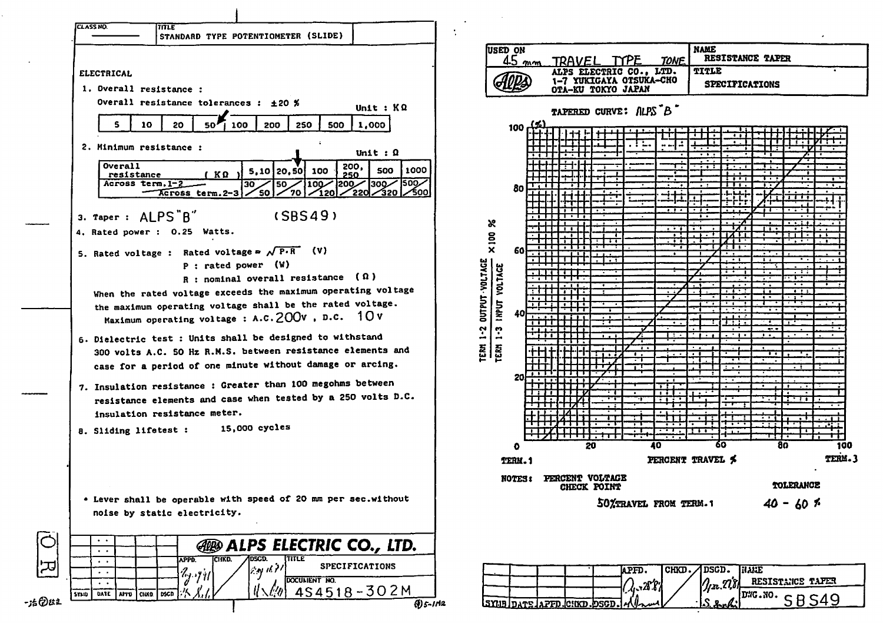| CLASS NO. | TITLE |
| --- | --- |
| ———— | STANDARD TYPE POTENTIOMETER (SLIDE) |

**ELECTRICAL**

1. Overall resistance :

   Overall resistance tolerances : ±20 %

   Unit : KΩ

| 5 | 10 | 20 | 50 | 100 | 200 | 250 | 500 | 1,000 |
| --- | --- | --- | --- | --- | --- | --- | --- | --- |

2. Minimum resistance :

   Unit : Ω

| Overall resistance (KΩ) | 5,10 | 20,50 | 100 | 200, 250 | 500 | 1000 |
| --- | --- | --- | --- | --- | --- | --- |
| Across term.1-2 / Across term.2-3 | 30 / 50 | 50 / 70 | 100 / 120 | 200 / 220 | 300 / 320 | 500 / 500 |

3. Taper : ALPS"B" (SBS49)
4. Rated power : 0.25 Watts.
5. Rated voltage : Rated voltage = $\sqrt{P \cdot R}$ (V)

   P : rated power (W)

   R : nominal overall resistance (Ω)

   When the rated voltage exceeds the maximum operating voltage the maximum operating voltage shall be the rated voltage.

   Maximum operating voltage : A.C. 200V , D.C. 10V

6. Dielectric test : Units shall be designed to withstand 300 volts A.C. 50 Hz R.M.S. between resistance elements and case for a period of one minute without damage or arcing.
7. Insulation resistance : Greater than 100 megohms between resistance elements and case when tested by a 250 volts D.C. insulation resistance meter.
8. Sliding lifetest : 15,000 cycles

- Lever shall be operable with speed of 20 mm per sec.without noise by static electricity.

**ALPS ELECTRIC CO., LTD.**

| SYMB | DATE | APPD | CHKD | DSGD | APPD. | CHKD. | DSGD. | TITLE: SPECIFICATIONS |
| --- | --- | --- | --- | --- | --- | --- | --- | --- |
| | | | | | | | | DOCUMENT NO. 4S4518-302M |

---

| USED ON | NAME |
| --- | --- |
| 45 mm TRAVEL TYPE TONE | RESISTANCE TAPER |
| ALPS ELECTRIC CO., LTD. 1-7 YUKIGAYA OTSUKA-CHO OTA-KU TOKYO JAPAN | TITLE: SPECIFICATIONS |

TAPERED CURVE: ALPS"B"

Y-axis: $\frac{\text{TERM 1-2 OUTPUT VOLTAGE}}{\text{TERM 1-3 INPUT VOLTAGE}} \times 100$ % (0–100 (%))

X-axis: PERCENT TRAVEL % (0–100), TERM.1 to TERM.3

| NOTES: PERCENT VOLTAGE CHECK POINT | TOLERANCE |
| --- | --- |
| 50% TRAVEL FROM TERM.1 | 40 - 60 % |

| SYMB | DATE | APFD. | CHKD. | DSGD. | APFD. | CHKD. | DSGD. | NAME: RESISTANCE TAPER |
| --- | --- | --- | --- | --- | --- | --- | --- | --- |
| | | | | | | | | DWG.NO. SBS49 |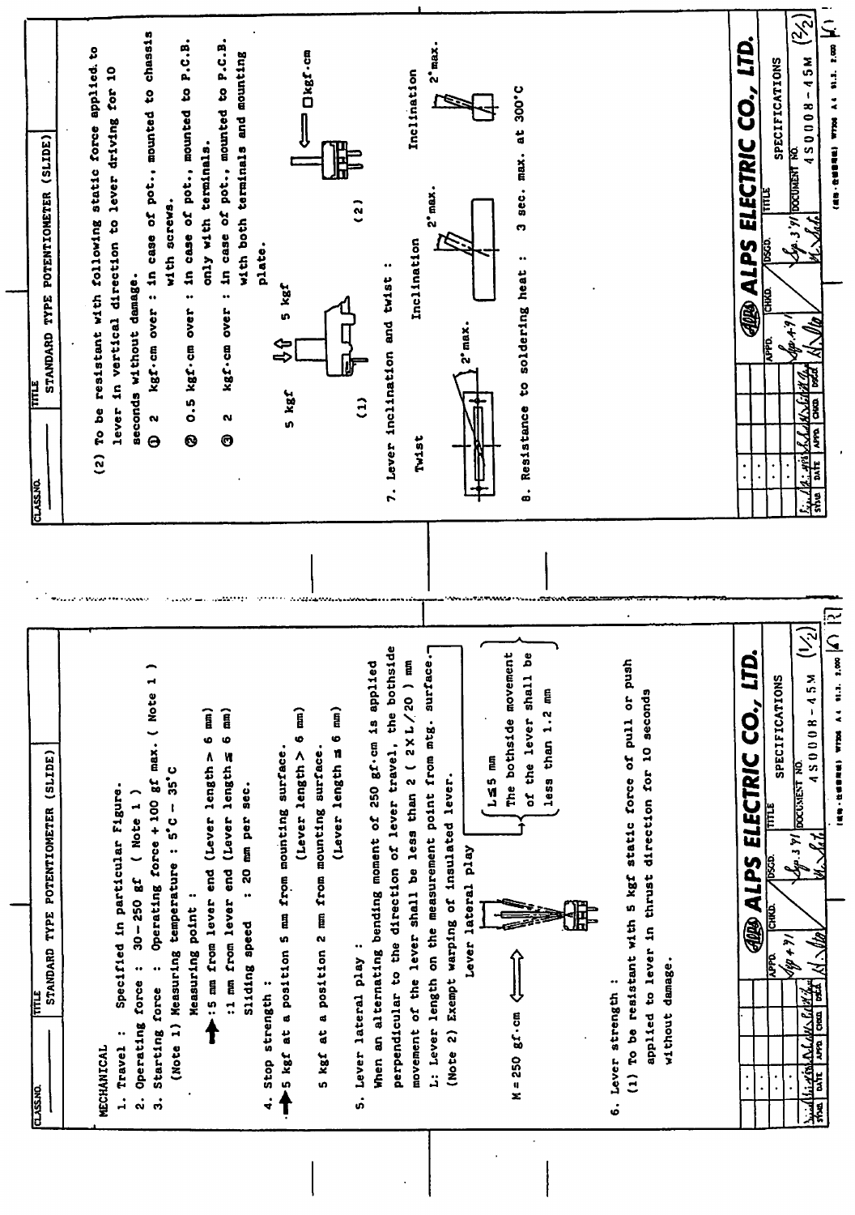# STANDARD TYPE POTENTIOMETER (SLIDE)

## MECHANICAL

1. Travel : Specified in particular Figure.
2. Operating force : 30 – 250 gf ( Note 1 )
3. Starting force : Operating force + 100 gf max. ( Note 1 )

   (Note 1) Measuring temperature : 5°C – 35°C

   Measuring point :

   :5 mm from lever end (Lever length > 6 mm)

   :1 mm from lever end (Lever length ≦ 6 mm)

   Sliding speed : 20 mm per sec.

4. Stop strength :

   5 kgf at a position 5 mm from mounting surface. (Lever length > 6 mm)

   5 kgf at a position 2 mm from mounting surface. (Lever length ≦ 6 mm)

5. Lever lateral play :

   When an alternating bending moment of 250 gf·cm is applied perpendicular to the direction of lever travel, the bothside movement of the lever shall be less than 2 ( 2 X L / 20 ) mm

   L: Lever length on the measurement point from mtg. surface.

   (Note 2) Exempt warping of insulated lever.

   Lever lateral play

   M = 250 gf·cm

   L≦5 mm: The bothside movement of the lever shall be less than 1.2 mm

6. Lever strength :

   (1) To be resistant with 5 kgf static force of pull or push applied to lever in thrust direction for 10 seconds without damage.

   (2) To be resistant with following static force applied to lever in vertical direction to lever driving for 10 seconds without damage.

   ① 2 kgf·cm over : in case of pot., mounted to chassis with screws.

   ② 0.5 kgf·cm over : in case of pot., mounted to P.C.B. only with terminals.

   ③ 2 kgf·cm over : in case of pot., mounted to P.C.B. with both terminals and mounting plate.

   (1) 5 kgf / 5 kgf

   (2) □kgf·cm

7. Lever inclination and twist :

   Twist: 2° max.

   Inclination: 2° max.

   Inclination: 2° max.

8. Resistance to soldering heat : 3 sec. max. at 300°C

ALPS ELECTRIC CO., LTD. — SPECIFICATIONS — DOCUMENT NO. 4S0008-45M (1/2), (2/2)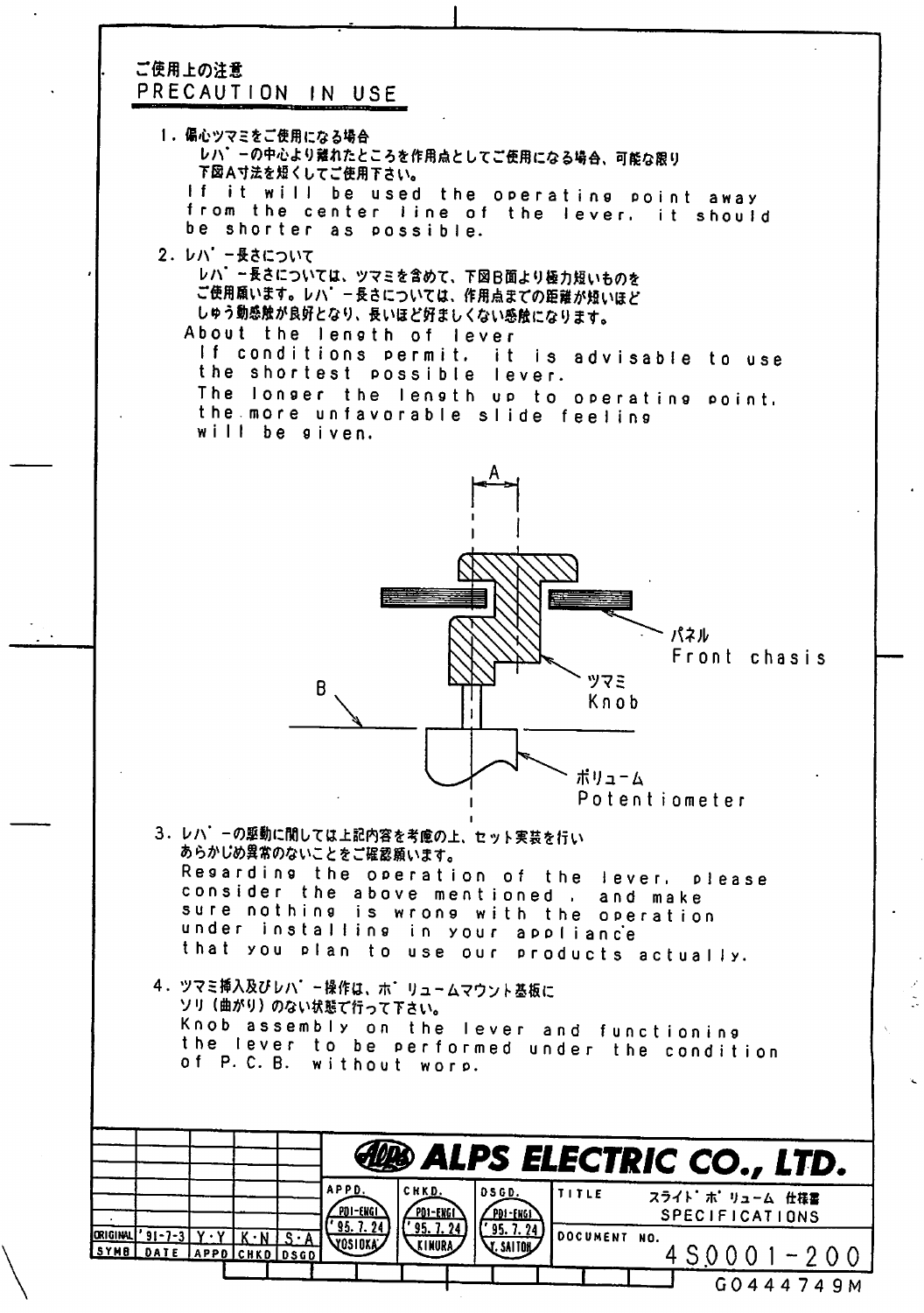## ご使用上の注意
## PRECAUTION IN USE

1. 偏心ツマミをご使用になる場合
   レバ゛ーの中心より離れたところを作用点としてご使用になる場合、可能な限り下図A寸法を短くしてご使用下さい。
   If it will be used the operating point away from the center line of the lever, it should be shorter as possible.

2. レバ゛ー長さについて
   レバ゛ー長さについては、ツマミを含めて、下図B面より極力短いものをご使用願います。レバ゛ー長さについては、作用点までの距離が短いほどしゅう動感触が良好となり、長いほど好ましくない感触になります。
   About the length of lever
   If conditions permit, it is advisable to use the shortest possible lever.
   The longer the length up to operating point, the more unfavorable slide feeling will be given.

A

パネル
Front chasis

B

ツマミ
Knob

ボリューム
Potentiometer

3. レバ゛ーの駆動に関しては上記内容を考慮の上、セット実装を行いあらかじめ異常のないことをご確認願います。
   Regarding the operation of the lever, please consider the above mentioned , and make sure nothing is wrong with the operation under installing in your appliance that you plan to use our products actually.

4. ツマミ挿入及びレバ゛ー操作は、ボ゛リュームマウント基板にソリ（曲がり）のない状態で行って下さい。
   Knob assembly on the lever and functioning the lever to be performed under the condition of P.C.B. without worp.

| SYMB | DATE | APPD | CHKD | DSGD |
|---|---|---|---|---|
| ORIGINAL | '91-7-3 | Y・Y | K・N | S・A |

**ALPS ELECTRIC CO., LTD.**

| APPD. | CHKD. | DSGD. |
|---|---|---|
| PD1-ENG1 '95.7.24 YOSIOKA | PD1-ENG1 '95.7.24 KIMURA | PD1-ENG1 '95.7.24 Y.SAITOH |

TITLE: スライト゛ボ゛リューム 仕様書 SPECIFICATIONS

DOCUMENT NO. 4S0001-200

G0444749M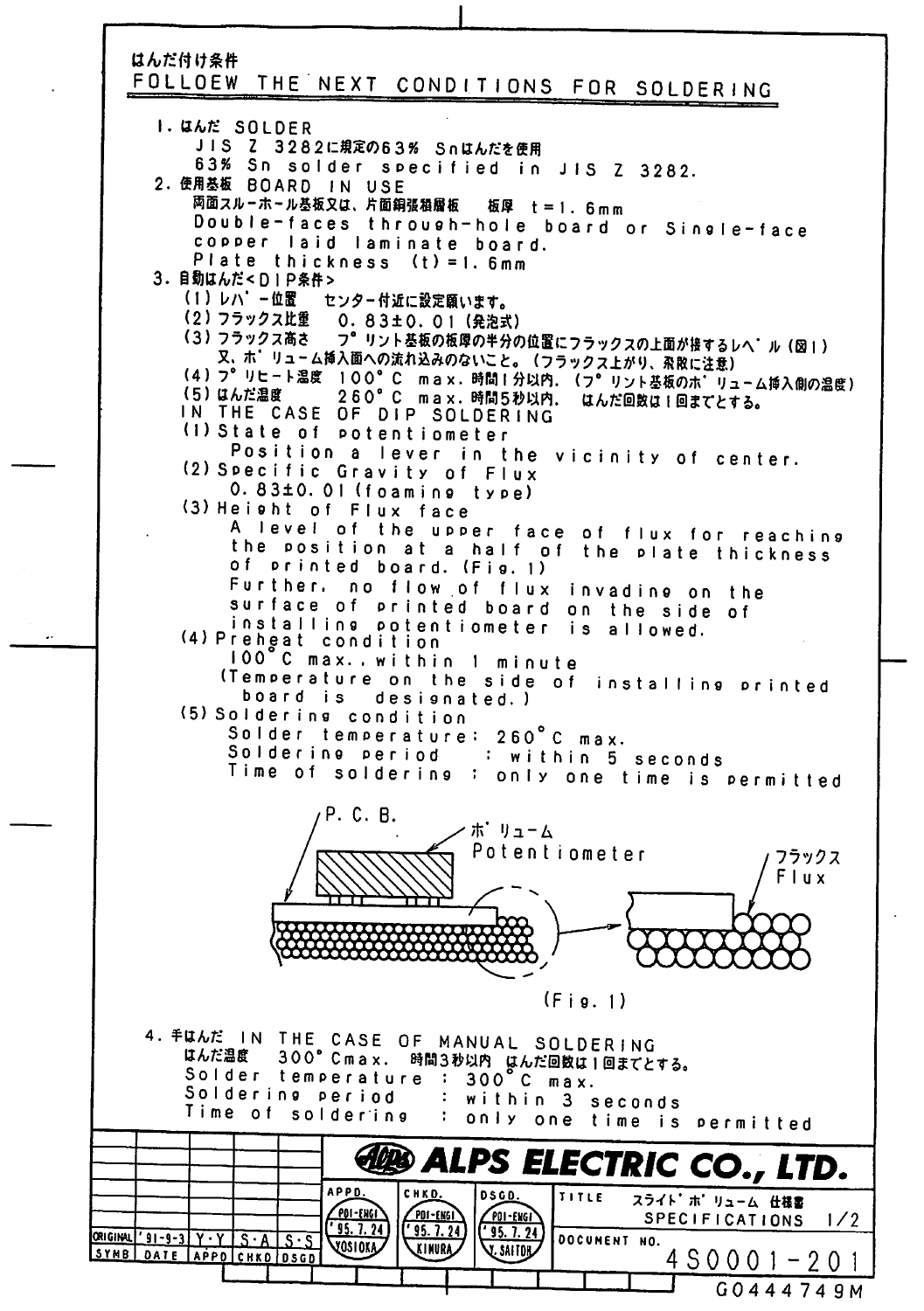はんだ付け条件

## FOLLOEW THE NEXT CONDITIONS FOR SOLDERING

1. はんだ SOLDER
   JIS Z 3282に規定の63% Snはんだを使用
   63% Sn solder specified in JIS Z 3282.
2. 使用基板 BOARD IN USE
   両面スルーホール基板又は、片面銅張積層板　板厚 t＝1.6mm
   Double-faces through-hole board or Single-face copper laid laminate board.
   Plate thickness (t)＝1.6mm
3. 自動はんだ＜DIP条件＞
   (1) レバー位置　センター付近に設定願います。
   (2) フラックス比重　0.83±0.01（発泡式）
   (3) フラックス高さ　プリント基板の板厚の半分の位置にフラックスの上面が接するレベル（図1）
   又、ボリューム挿入面への流れ込みのないこと。（フラックス上がり、飛散に注意）
   (4) プリヒート温度　100°C max. 時間1分以内.（プリント基板のボリューム挿入側の温度）
   (5) はんだ温度　260°C max. 時間5秒以内.　はんだ回数は1回までとする。

   IN THE CASE OF DIP SOLDERING
   (1) State of potentiometer
       Position a lever in the vicinity of center.
   (2) Specific Gravity of Flux
       0.83±0.01 (foaming type)
   (3) Height of Flux face
       A level of the upper face of flux for reaching the position at a half of the plate thickness of printed board. (Fig. 1)
       Further, no flow of flux invading on the surface of printed board on the side of installing potentiometer is allowed.
   (4) Preheat condition
       100°C max., within 1 minute
       (Temperature on the side of installing printed board is designated.)
   (5) Soldering condition
       Solder temperature: 260°C max.
       Soldering period　: within 5 seconds
       Time of soldering : only one time is permitted

P.C.B.　ボリューム Potentiometer　フラックス Flux

(Fig. 1)

4. 手はんだ IN THE CASE OF MANUAL SOLDERING
   はんだ温度　300°Cmax.　時間3秒以内　はんだ回数は1回までとする。
   Solder temperature : 300°C max.
   Soldering period　: within 3 seconds
   Time of soldering　: only one time is permitted

| | | | | | ALPS ELECTRIC CO., LTD. | |
|---|---|---|---|---|---|---|
| ORIGINAL | '91-9-3 | Y・Y | S・A | S・S | APPD. PDI-ENGI '95.7.24 YOSIOKA / CHKD. PDI-ENGI '95.7.24 KIMURA / DSGD. PDI-ENGI '95.7.24 Y.SAITOH | TITLE スライドボリューム 仕様書 SPECIFICATIONS 1/2 |
| SYMB | DATE | APPD | CHKD | DSGD | | DOCUMENT NO. 4S0001-201 |

G0444749M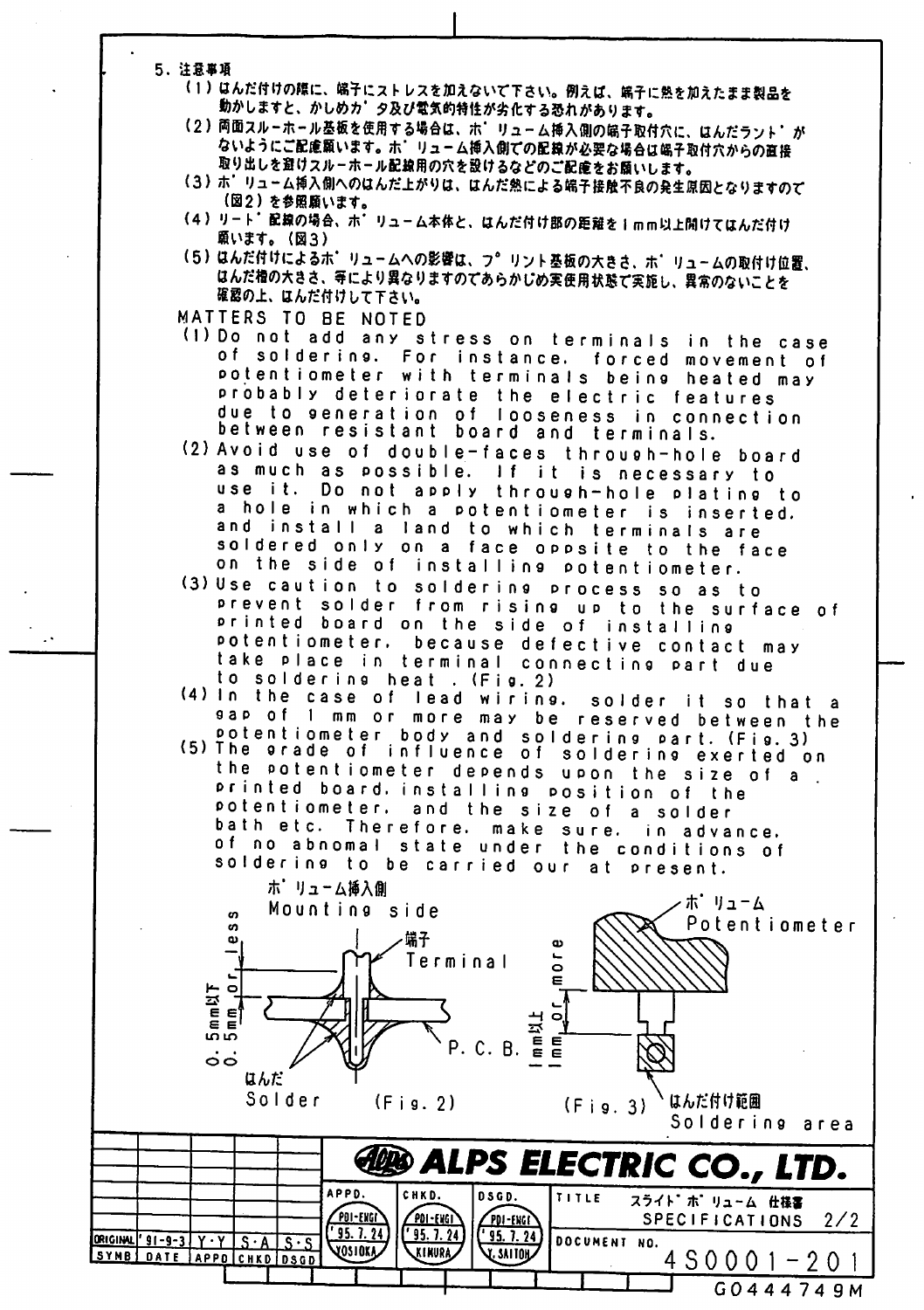## 5. 注意事項

(1) はんだ付けの際に、端子にストレスを加えないで下さい。例えば、端子に熱を加えたまま製品を動かしますと、かしめガタ及び電気的特性が劣化する恐れがあります。

(2) 両面スルーホール基板を使用する場合は、ボリューム挿入側の端子取付穴に、はんだランドがないようにご配慮願います。ボリューム挿入側での配線が必要な場合は端子取付穴からの直接取り出しを避けスルーホール配線用の穴を設けるなどのご配慮をお願いします。

(3) ボリューム挿入側へのはんだ上がりは、はんだ熱による端子接触不良の発生原因となりますので（図2）を参照願います。

(4) リード配線の場合、ボリューム本体と、はんだ付け部の距離を1mm以上開けてはんだ付け願います。（図3）

(5) はんだ付けによるボリュームへの影響は、プリント基板の大きさ、ボリュームの取付け位置、はんだ槽の大きさ、等により異なりますのであらかじめ実使用状態で実施し、異常のないことを確認の上、はんだ付けして下さい。

## MATTERS TO BE NOTED

(1) Do not add any stress on terminals in the case of soldering. For instance, forced movement of potentiometer with terminals being heated may probably deteriorate the electric features due to generation of looseness in connection between resistant board and terminals.

(2) Avoid use of double-faces through-hole board as much as possible. If it is necessary to use it, Do not apply through-hole plating to a hole in which a potentiometer is inserted, and install a land to which terminals are soldered only on a face oppsite to the face on the side of installing potentiometer.

(3) Use caution to soldering process so as to prevent solder from rising up to the surface of printed board on the side of installing potentiometer, because defective contact may take place in terminal connecting part due to soldering heat. (Fig. 2)

(4) In the case of lead wiring, solder it so that a gap of 1 mm or more may be reserved between the potentiometer body and soldering part. (Fig. 3)

(5) The grade of influence of soldering exerted on the potentiometer depends upon the size of a printed board, installing position of the potentiometer, and the size of a solder bath etc. Therefore, make sure, in advance, of no abnomal state under the conditions of soldering to be carried our at present.

ボリューム挿入側 Mounting side
端子 Terminal
0.5mm以下 0.5mm or less
P. C. B.
はんだ Solder

(Fig. 2)

ボリューム Potentiometer
1mm以上 1mm or more
はんだ付け範囲 Soldering area

(Fig. 3)

ALPS ELECTRIC CO., LTD.

| SYMB | DATE | APPD | CHKD | DSGD |
|---|---|---|---|---|
| ORIGINAL | '91-9-3 | Y・Y | S・A | S・S |

APPD. PDI-ENGI '95. 7. 24 YOSIOKA
CHKD. PDI-ENGI '95. 7. 24 KIMURA
DSGD. PDI-ENGI '95. 7. 24 Y. SAITOH

TITLE: スライドボリューム 仕様書 SPECIFICATIONS 2/2

DOCUMENT NO. 4S0001-201

G0444749M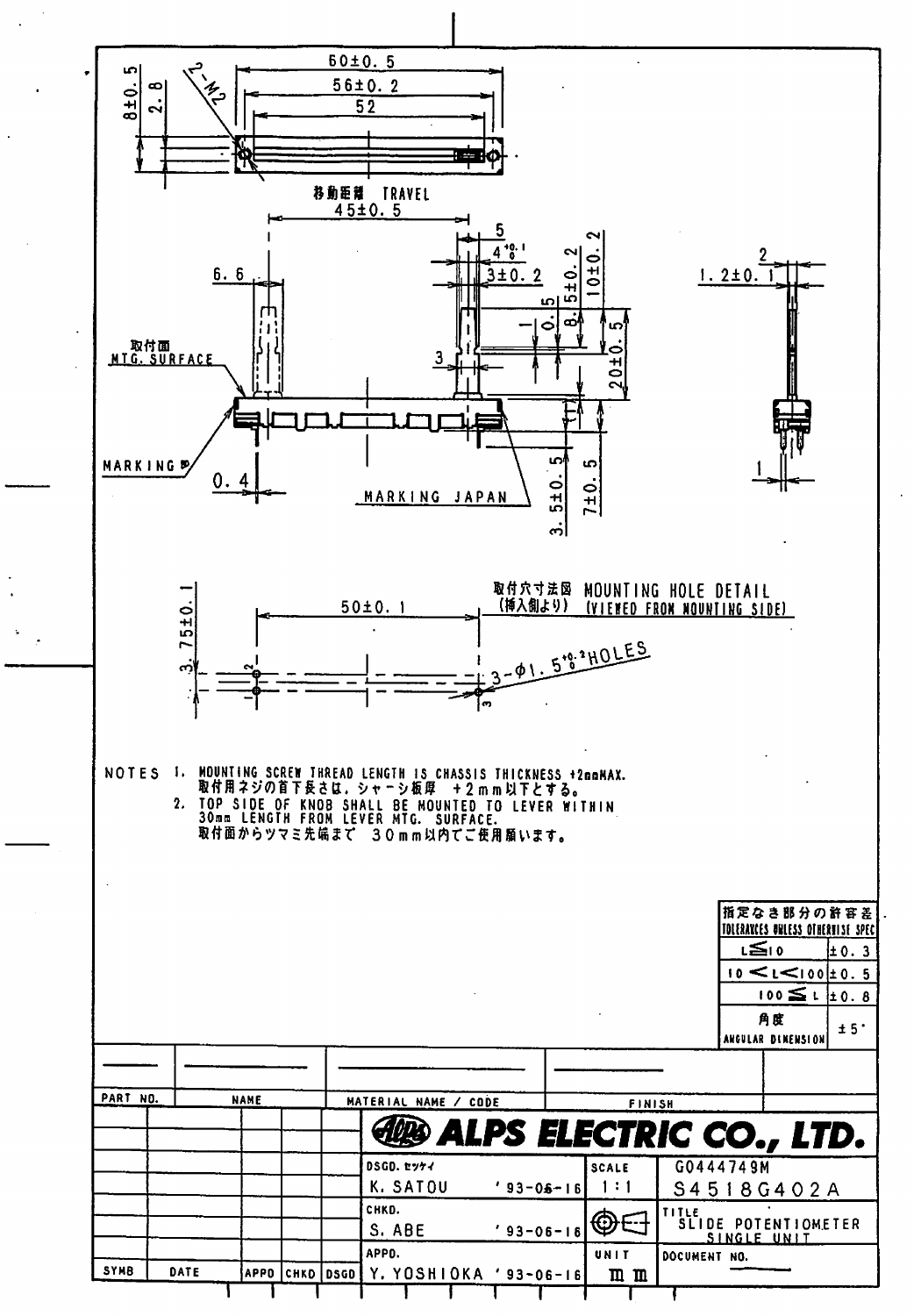60±0.5

56±0.2

52

8±0.5

2.8

2-M2

移動距離 TRAVEL

45±0.5

6.6

5

$4^{+0.1}_{0}$

3±0.2

10±0.2

8.5±0.2

0.5

1

20±0.5

3

2

1.2±0.1

取付面
MTG. SURFACE

MARKING

0.4

MARKING JAPAN

3.5±0.5

7±0.5

1

取付穴寸法図 MOUNTING HOLE DETAIL
(挿入側より) (VIEWED FROM MOUNTING SIDE)

50±0.1

3.75±0.1

3-φ1.5$^{+0.2}_{0}$ HOLES

NOTES

1. MOUNTING SCREW THREAD LENGTH IS CHASSIS THICKNESS +2mmMAX.
   取付用ネジの首下長さは、シャーシ板厚 +2mm以下とする。
2. TOP SIDE OF KNOB SHALL BE MOUNTED TO LEVER WITHIN 30mm LENGTH FROM LEVER MTG. SURFACE.
   取付面からツマミ先端まで 30mm以内でご使用願います。

| 指定なき部分の許容差 TOLERANCES UNLESS OTHERWISE SPEC | |
|---|---|
| L≦10 | ±0.3 |
| 10＜L＜100 | ±0.5 |
| 100≦L | ±0.8 |
| 角度 ANGULAR DIMENSION | ±5° |

| PART NO. | NAME | MATERIAL NAME / CODE | FINISH |
|---|---|---|---|
| | | | |

ALPS ELECTRIC CO., LTD.

| | | | | |
|---|---|---|---|---|
| DSGD. セッケイ K. SATOU '93-06-16 | SCALE 1:1 | G0444749M S4518G402A | | |
| CHKD. S. ABE '93-06-16 | | TITLE SLIDE POTENTIOMETER SINGLE UNIT | | |
| APPD. Y. YOSHIOKA '93-06-16 | UNIT mm | DOCUMENT NO. | | |

| SYMB | DATE | APPD | CHKD | DSGD |
|---|---|---|---|---|
| | | | | |